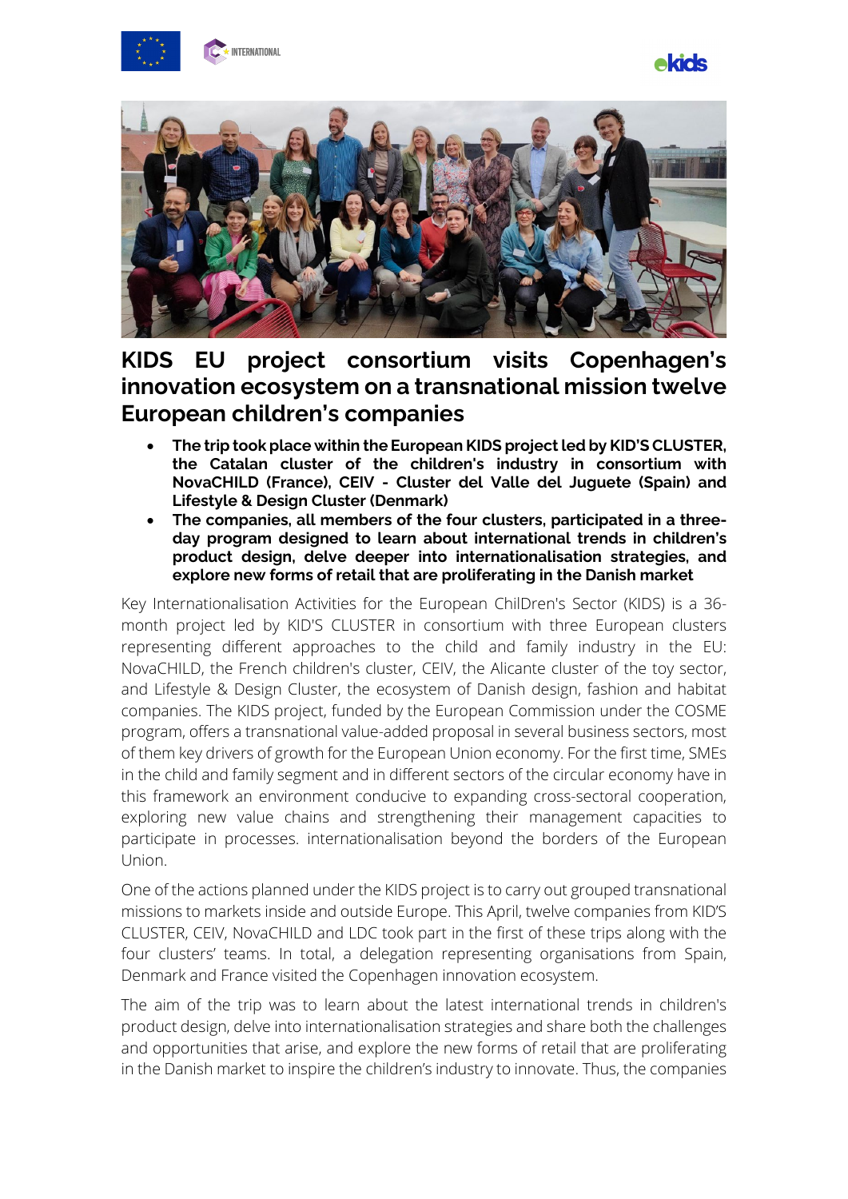# KIDS EU project consortium visits Copenhagen's innovation ecosystem on a transnational mission twelve European children's companies

- **The trip took place within the European KIDS project led by KID'S CLUSTER, the Catalan cluster of the children's industry in consortium with NovaCHILD (France), CEIV - Cluster del Valle del Juguete (Spain) and Lifestyle & Design Cluster (Denmark)**
- **The companies, all members of the four clusters, participated in a three-day program designed to learn about international trends in children's product design, delve deeper into internationalisation strategies, and explore new forms of retail that are proliferating in the Danish market**

Key Internationalisation Activities for the European ChilDren's Sector (KIDS) is a 36-month project led by KID'S CLUSTER in consortium with three European clusters representing different approaches to the child and family industry in the EU: NovaCHILD, the French children's cluster, CEIV, the Alicante cluster of the toy sector, and Lifestyle & Design Cluster, the ecosystem of Danish design, fashion and habitat companies. The KIDS project, funded by the European Commission under the COSME program, offers a transnational value-added proposal in several business sectors, most of them key drivers of growth for the European Union economy. For the first time, SMEs in the child and family segment and in different sectors of the circular economy have in this framework an environment conducive to expanding cross-sectoral cooperation, exploring new value chains and strengthening their management capacities to participate in processes. internationalisation beyond the borders of the European Union.

One of the actions planned under the KIDS project is to carry out grouped transnational missions to markets inside and outside Europe. This April, twelve companies from KID'S CLUSTER, CEIV, NovaCHILD and LDC took part in the first of these trips along with the four clusters' teams. In total, a delegation representing organisations from Spain, Denmark and France visited the Copenhagen innovation ecosystem.

The aim of the trip was to learn about the latest international trends in children's product design, delve into internationalisation strategies and share both the challenges and opportunities that arise, and explore the new forms of retail that are proliferating in the Danish market to inspire the children's industry to innovate. Thus, the companies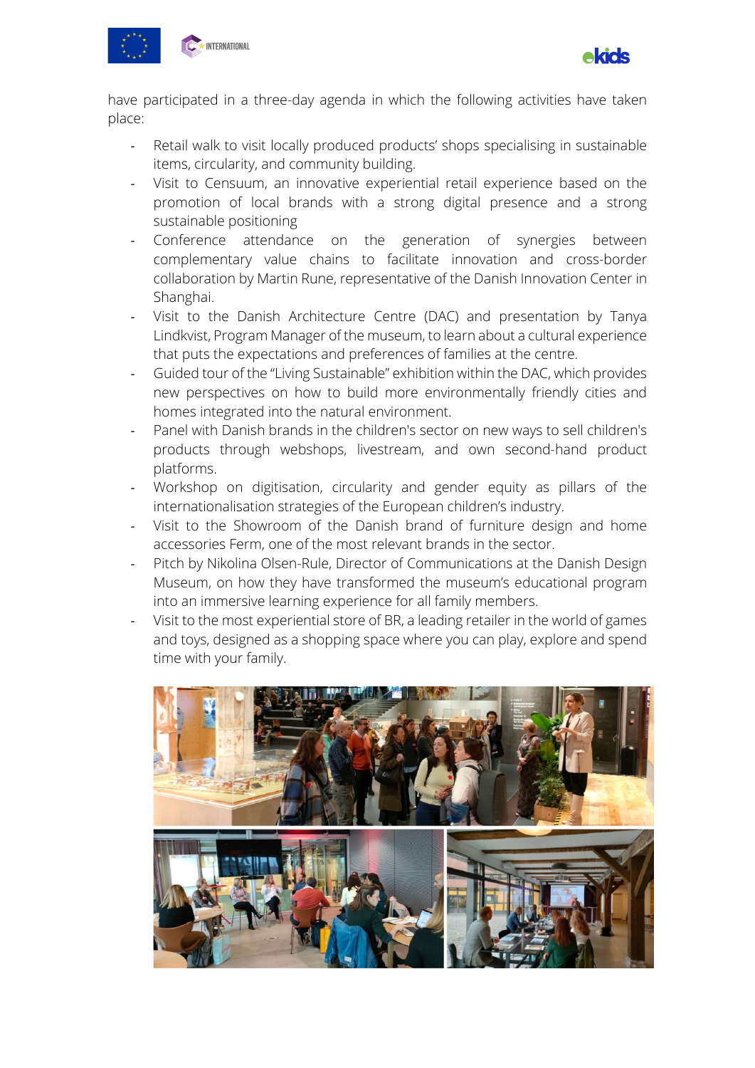have participated in a three-day agenda in which the following activities have taken place:

- Retail walk to visit locally produced products' shops specialising in sustainable items, circularity, and community building.
- Visit to Censuum, an innovative experiential retail experience based on the promotion of local brands with a strong digital presence and a strong sustainable positioning
- Conference attendance on the generation of synergies between complementary value chains to facilitate innovation and cross-border collaboration by Martin Rune, representative of the Danish Innovation Center in Shanghai.
- Visit to the Danish Architecture Centre (DAC) and presentation by Tanya Lindkvist, Program Manager of the museum, to learn about a cultural experience that puts the expectations and preferences of families at the centre.
- Guided tour of the "Living Sustainable" exhibition within the DAC, which provides new perspectives on how to build more environmentally friendly cities and homes integrated into the natural environment.
- Panel with Danish brands in the children's sector on new ways to sell children's products through webshops, livestream, and own second-hand product platforms.
- Workshop on digitisation, circularity and gender equity as pillars of the internationalisation strategies of the European children's industry.
- Visit to the Showroom of the Danish brand of furniture design and home accessories Ferm, one of the most relevant brands in the sector.
- Pitch by Nikolina Olsen-Rule, Director of Communications at the Danish Design Museum, on how they have transformed the museum's educational program into an immersive learning experience for all family members.
- Visit to the most experiential store of BR, a leading retailer in the world of games and toys, designed as a shopping space where you can play, explore and spend time with your family.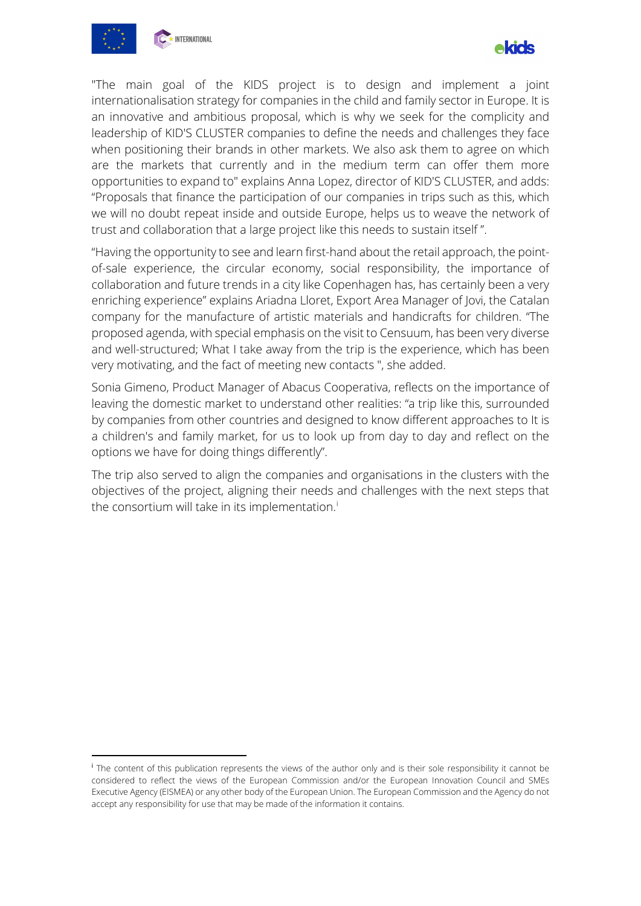"The main goal of the KIDS project is to design and implement a joint internationalisation strategy for companies in the child and family sector in Europe. It is an innovative and ambitious proposal, which is why we seek for the complicity and leadership of KID'S CLUSTER companies to define the needs and challenges they face when positioning their brands in other markets. We also ask them to agree on which are the markets that currently and in the medium term can offer them more opportunities to expand to" explains Anna Lopez, director of KID'S CLUSTER, and adds: "Proposals that finance the participation of our companies in trips such as this, which we will no doubt repeat inside and outside Europe, helps us to weave the network of trust and collaboration that a large project like this needs to sustain itself ".

"Having the opportunity to see and learn first-hand about the retail approach, the point-of-sale experience, the circular economy, social responsibility, the importance of collaboration and future trends in a city like Copenhagen has, has certainly been a very enriching experience" explains Ariadna Lloret, Export Area Manager of Jovi, the Catalan company for the manufacture of artistic materials and handicrafts for children. "The proposed agenda, with special emphasis on the visit to Censuum, has been very diverse and well-structured; What I take away from the trip is the experience, which has been very motivating, and the fact of meeting new contacts ", she added.

Sonia Gimeno, Product Manager of Abacus Cooperativa, reflects on the importance of leaving the domestic market to understand other realities: "a trip like this, surrounded by companies from other countries and designed to know different approaches to It is a children's and family market, for us to look up from day to day and reflect on the options we have for doing things differently".

The trip also served to align the companies and organisations in the clusters with the objectives of the project, aligning their needs and challenges with the next steps that the consortium will take in its implementation.[i]

---

[i] The content of this publication represents the views of the author only and is their sole responsibility it cannot be considered to reflect the views of the European Commission and/or the European Innovation Council and SMEs Executive Agency (EISMEA) or any other body of the European Union. The European Commission and the Agency do not accept any responsibility for use that may be made of the information it contains.